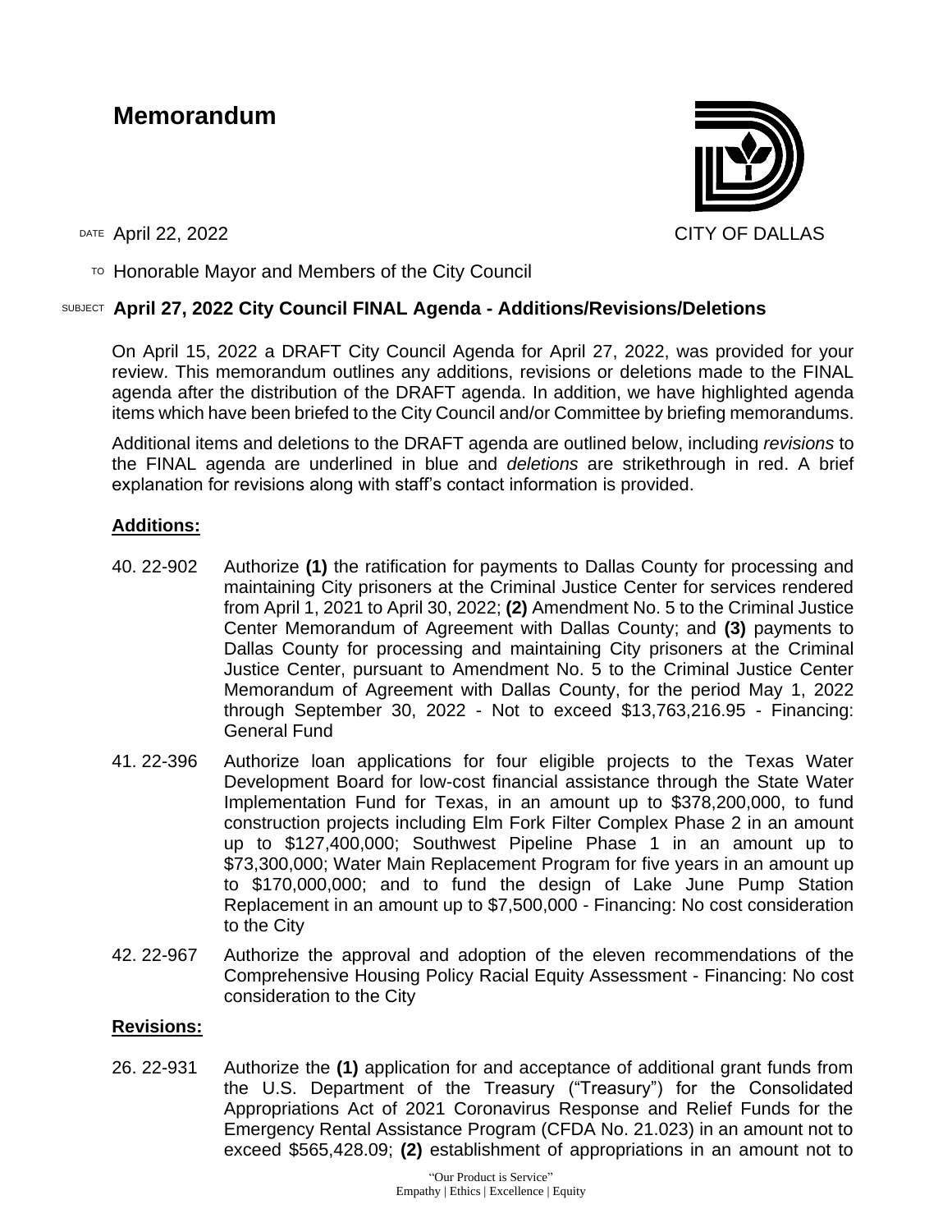# Memorandum

CITY OF DALLAS

DATE April 22, 2022

TO Honorable Mayor and Members of the City Council

SUBJECT **April 27, 2022 City Council FINAL Agenda - Additions/Revisions/Deletions**

On April 15, 2022 a DRAFT City Council Agenda for April 27, 2022, was provided for your review. This memorandum outlines any additions, revisions or deletions made to the FINAL agenda after the distribution of the DRAFT agenda. In addition, we have highlighted agenda items which have been briefed to the City Council and/or Committee by briefing memorandums.

Additional items and deletions to the DRAFT agenda are outlined below, including *revisions* to the FINAL agenda are underlined in blue and *deletions* are strikethrough in red. A brief explanation for revisions along with staff's contact information is provided.

## Additions:

40. 22-902 Authorize **(1)** the ratification for payments to Dallas County for processing and maintaining City prisoners at the Criminal Justice Center for services rendered from April 1, 2021 to April 30, 2022; **(2)** Amendment No. 5 to the Criminal Justice Center Memorandum of Agreement with Dallas County; and **(3)** payments to Dallas County for processing and maintaining City prisoners at the Criminal Justice Center, pursuant to Amendment No. 5 to the Criminal Justice Center Memorandum of Agreement with Dallas County, for the period May 1, 2022 through September 30, 2022 - Not to exceed $13,763,216.95 - Financing: General Fund

41. 22-396 Authorize loan applications for four eligible projects to the Texas Water Development Board for low-cost financial assistance through the State Water Implementation Fund for Texas, in an amount up to $378,200,000, to fund construction projects including Elm Fork Filter Complex Phase 2 in an amount up to $127,400,000; Southwest Pipeline Phase 1 in an amount up to $73,300,000; Water Main Replacement Program for five years in an amount up to $170,000,000; and to fund the design of Lake June Pump Station Replacement in an amount up to $7,500,000 - Financing: No cost consideration to the City

42. 22-967 Authorize the approval and adoption of the eleven recommendations of the Comprehensive Housing Policy Racial Equity Assessment - Financing: No cost consideration to the City

## Revisions:

26. 22-931 Authorize the **(1)** application for and acceptance of additional grant funds from the U.S. Department of the Treasury ("Treasury") for the Consolidated Appropriations Act of 2021 Coronavirus Response and Relief Funds for the Emergency Rental Assistance Program (CFDA No. 21.023) in an amount not to exceed $565,428.09; **(2)** establishment of appropriations in an amount not to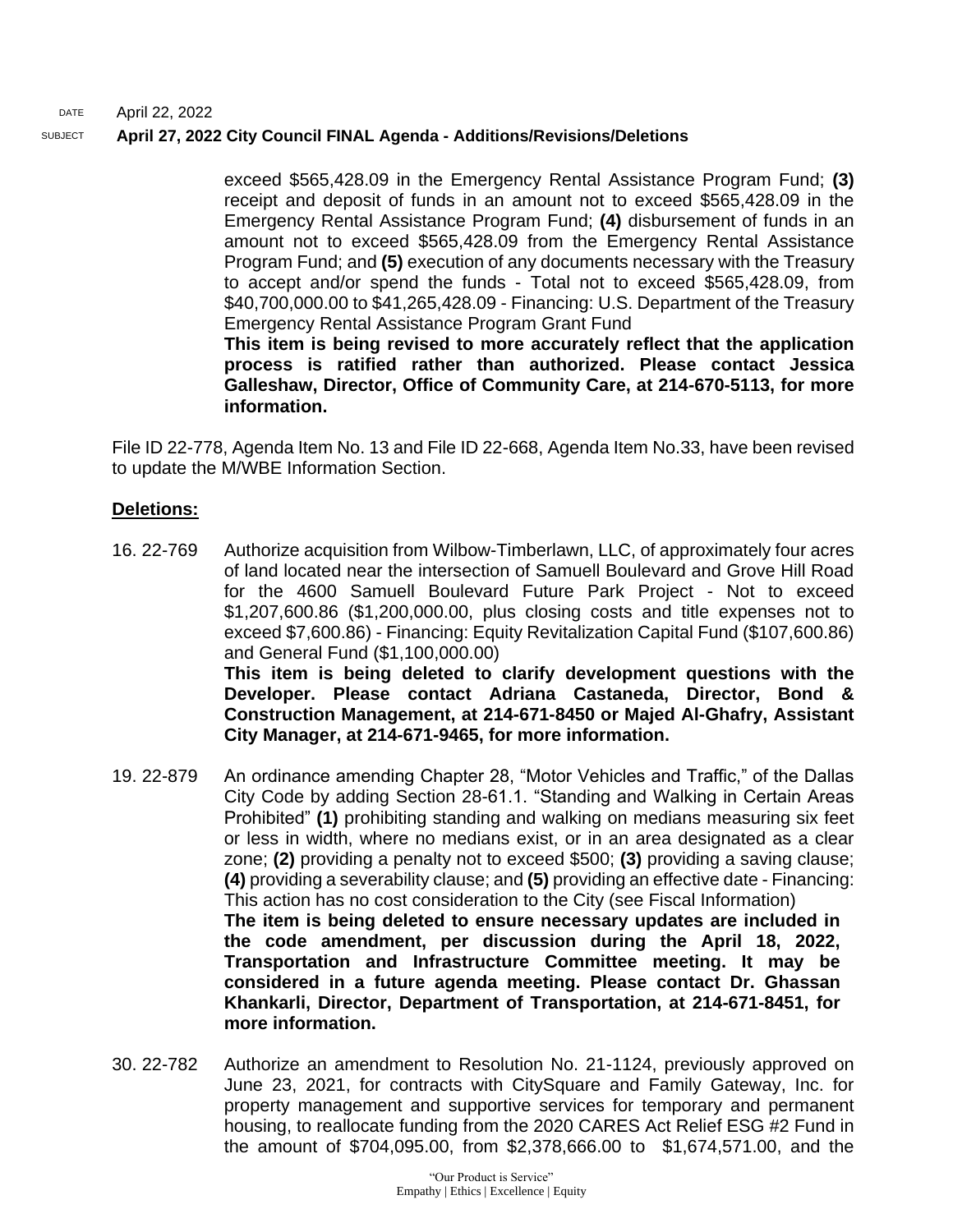exceed $565,428.09 in the Emergency Rental Assistance Program Fund; **(3)** receipt and deposit of funds in an amount not to exceed $565,428.09 in the Emergency Rental Assistance Program Fund; **(4)** disbursement of funds in an amount not to exceed $565,428.09 from the Emergency Rental Assistance Program Fund; and **(5)** execution of any documents necessary with the Treasury to accept and/or spend the funds - Total not to exceed $565,428.09, from $40,700,000.00 to $41,265,428.09 - Financing: U.S. Department of the Treasury Emergency Rental Assistance Program Grant Fund
**This item is being revised to more accurately reflect that the application process is ratified rather than authorized. Please contact Jessica Galleshaw, Director, Office of Community Care, at 214-670-5113, for more information.**

File ID 22-778, Agenda Item No. 13 and File ID 22-668, Agenda Item No.33, have been revised to update the M/WBE Information Section.

**Deletions:**

16. 22-769 Authorize acquisition from Wilbow-Timberlawn, LLC, of approximately four acres of land located near the intersection of Samuell Boulevard and Grove Hill Road for the 4600 Samuell Boulevard Future Park Project - Not to exceed $1,207,600.86 ($1,200,000.00, plus closing costs and title expenses not to exceed $7,600.86) - Financing: Equity Revitalization Capital Fund ($107,600.86) and General Fund ($1,100,000.00)
**This item is being deleted to clarify development questions with the Developer. Please contact Adriana Castaneda, Director, Bond & Construction Management, at 214-671-8450 or Majed Al-Ghafry, Assistant City Manager, at 214-671-9465, for more information.**

19. 22-879 An ordinance amending Chapter 28, "Motor Vehicles and Traffic," of the Dallas City Code by adding Section 28-61.1. "Standing and Walking in Certain Areas Prohibited" **(1)** prohibiting standing and walking on medians measuring six feet or less in width, where no medians exist, or in an area designated as a clear zone; **(2)** providing a penalty not to exceed $500; **(3)** providing a saving clause; **(4)** providing a severability clause; and **(5)** providing an effective date - Financing: This action has no cost consideration to the City (see Fiscal Information)
**The item is being deleted to ensure necessary updates are included in the code amendment, per discussion during the April 18, 2022, Transportation and Infrastructure Committee meeting. It may be considered in a future agenda meeting. Please contact Dr. Ghassan Khankarli, Director, Department of Transportation, at 214-671-8451, for more information.**

30. 22-782 Authorize an amendment to Resolution No. 21-1124, previously approved on June 23, 2021, for contracts with CitySquare and Family Gateway, Inc. for property management and supportive services for temporary and permanent housing, to reallocate funding from the 2020 CARES Act Relief ESG #2 Fund in the amount of $704,095.00, from $2,378,666.00 to $1,674,571.00, and the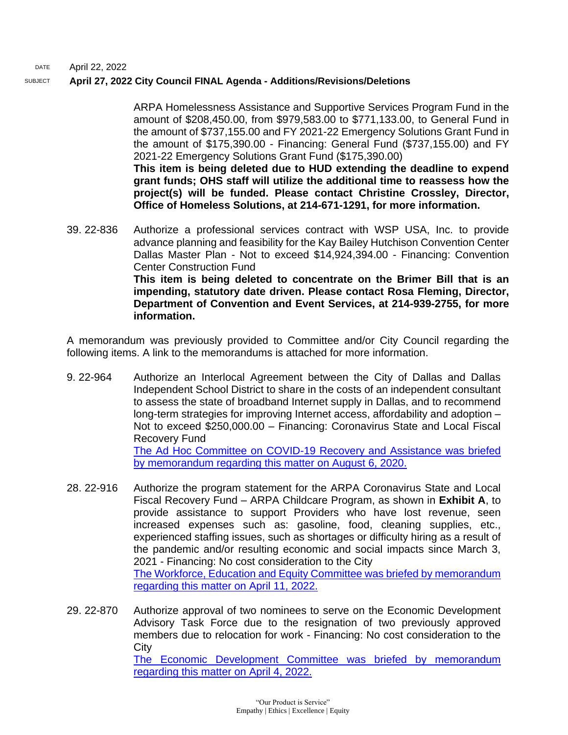DATE April 22, 2022

SUBJECT **April 27, 2022 City Council FINAL Agenda - Additions/Revisions/Deletions**

ARPA Homelessness Assistance and Supportive Services Program Fund in the amount of $208,450.00, from $979,583.00 to $771,133.00, to General Fund in the amount of $737,155.00 and FY 2021-22 Emergency Solutions Grant Fund in the amount of $175,390.00 - Financing: General Fund ($737,155.00) and FY 2021-22 Emergency Solutions Grant Fund ($175,390.00)
**This item is being deleted due to HUD extending the deadline to expend grant funds; OHS staff will utilize the additional time to reassess how the project(s) will be funded. Please contact Christine Crossley, Director, Office of Homeless Solutions, at 214-671-1291, for more information.**

39. 22-836 Authorize a professional services contract with WSP USA, Inc. to provide advance planning and feasibility for the Kay Bailey Hutchison Convention Center Dallas Master Plan - Not to exceed $14,924,394.00 - Financing: Convention Center Construction Fund
**This item is being deleted to concentrate on the Brimer Bill that is an impending, statutory date driven. Please contact Rosa Fleming, Director, Department of Convention and Event Services, at 214-939-2755, for more information.**

A memorandum was previously provided to Committee and/or City Council regarding the following items. A link to the memorandums is attached for more information.

9. 22-964 Authorize an Interlocal Agreement between the City of Dallas and Dallas Independent School District to share in the costs of an independent consultant to assess the state of broadband Internet supply in Dallas, and to recommend long-term strategies for improving Internet access, affordability and adoption – Not to exceed $250,000.00 – Financing: Coronavirus State and Local Fiscal Recovery Fund
The Ad Hoc Committee on COVID-19 Recovery and Assistance was briefed by memorandum regarding this matter on August 6, 2020.

28. 22-916 Authorize the program statement for the ARPA Coronavirus State and Local Fiscal Recovery Fund – ARPA Childcare Program, as shown in **Exhibit A**, to provide assistance to support Providers who have lost revenue, seen increased expenses such as: gasoline, food, cleaning supplies, etc., experienced staffing issues, such as shortages or difficulty hiring as a result of the pandemic and/or resulting economic and social impacts since March 3, 2021 - Financing: No cost consideration to the City
The Workforce, Education and Equity Committee was briefed by memorandum regarding this matter on April 11, 2022.

29. 22-870 Authorize approval of two nominees to serve on the Economic Development Advisory Task Force due to the resignation of two previously approved members due to relocation for work - Financing: No cost consideration to the City
The Economic Development Committee was briefed by memorandum regarding this matter on April 4, 2022.

"Our Product is Service"
Empathy | Ethics | Excellence | Equity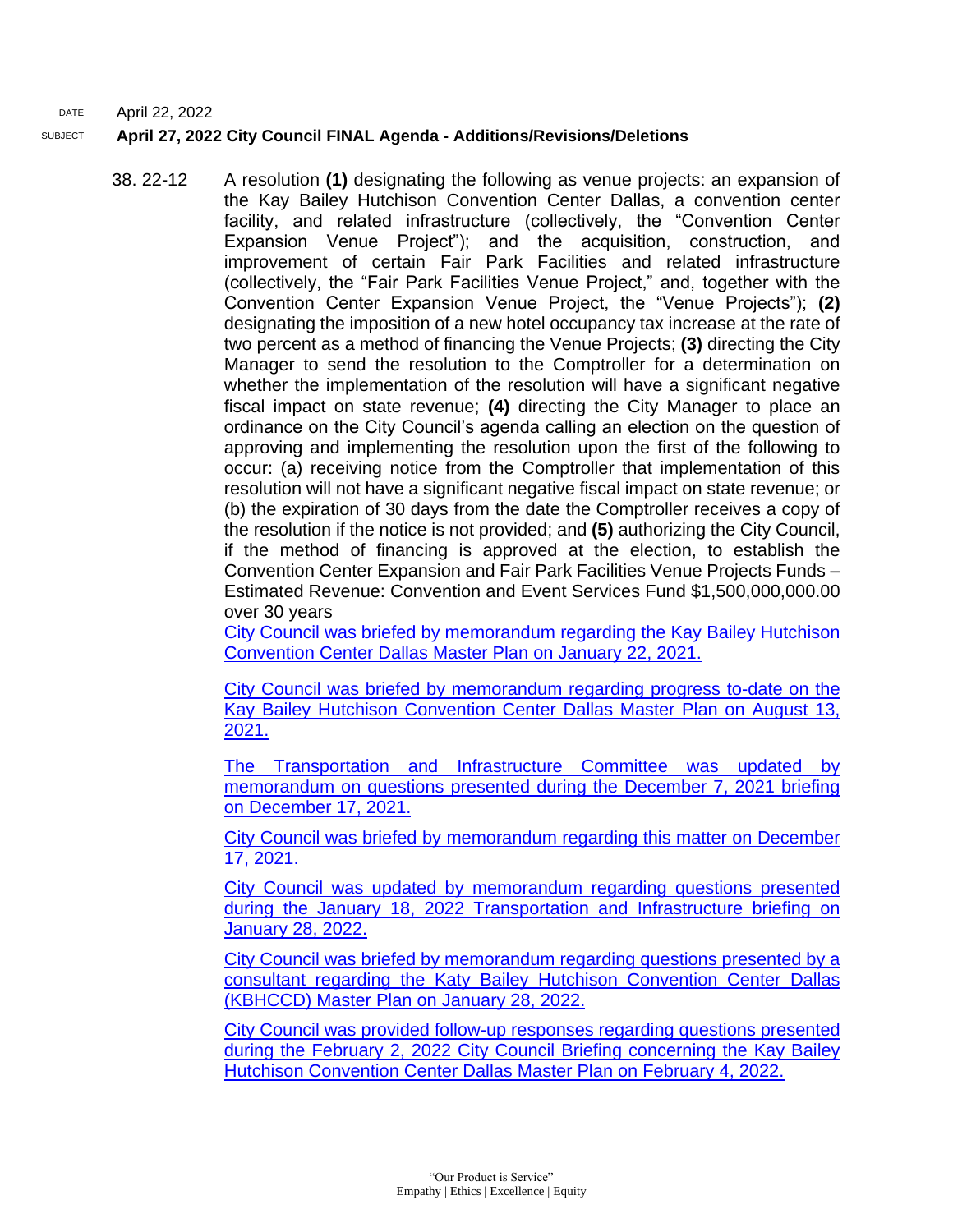DATE April 22, 2022

SUBJECT **April 27, 2022 City Council FINAL Agenda - Additions/Revisions/Deletions**

38. 22-12 A resolution **(1)** designating the following as venue projects: an expansion of the Kay Bailey Hutchison Convention Center Dallas, a convention center facility, and related infrastructure (collectively, the "Convention Center Expansion Venue Project"); and the acquisition, construction, and improvement of certain Fair Park Facilities and related infrastructure (collectively, the "Fair Park Facilities Venue Project," and, together with the Convention Center Expansion Venue Project, the "Venue Projects"); **(2)** designating the imposition of a new hotel occupancy tax increase at the rate of two percent as a method of financing the Venue Projects; **(3)** directing the City Manager to send the resolution to the Comptroller for a determination on whether the implementation of the resolution will have a significant negative fiscal impact on state revenue; **(4)** directing the City Manager to place an ordinance on the City Council's agenda calling an election on the question of approving and implementing the resolution upon the first of the following to occur: (a) receiving notice from the Comptroller that implementation of this resolution will not have a significant negative fiscal impact on state revenue; or (b) the expiration of 30 days from the date the Comptroller receives a copy of the resolution if the notice is not provided; and **(5)** authorizing the City Council, if the method of financing is approved at the election, to establish the Convention Center Expansion and Fair Park Facilities Venue Projects Funds – Estimated Revenue: Convention and Event Services Fund $1,500,000,000.00 over 30 years

City Council was briefed by memorandum regarding the Kay Bailey Hutchison Convention Center Dallas Master Plan on January 22, 2021.

City Council was briefed by memorandum regarding progress to-date on the Kay Bailey Hutchison Convention Center Dallas Master Plan on August 13, 2021.

The Transportation and Infrastructure Committee was updated by memorandum on questions presented during the December 7, 2021 briefing on December 17, 2021.

City Council was briefed by memorandum regarding this matter on December 17, 2021.

City Council was updated by memorandum regarding questions presented during the January 18, 2022 Transportation and Infrastructure briefing on January 28, 2022.

City Council was briefed by memorandum regarding questions presented by a consultant regarding the Katy Bailey Hutchison Convention Center Dallas (KBHCCD) Master Plan on January 28, 2022.

City Council was provided follow-up responses regarding questions presented during the February 2, 2022 City Council Briefing concerning the Kay Bailey Hutchison Convention Center Dallas Master Plan on February 4, 2022.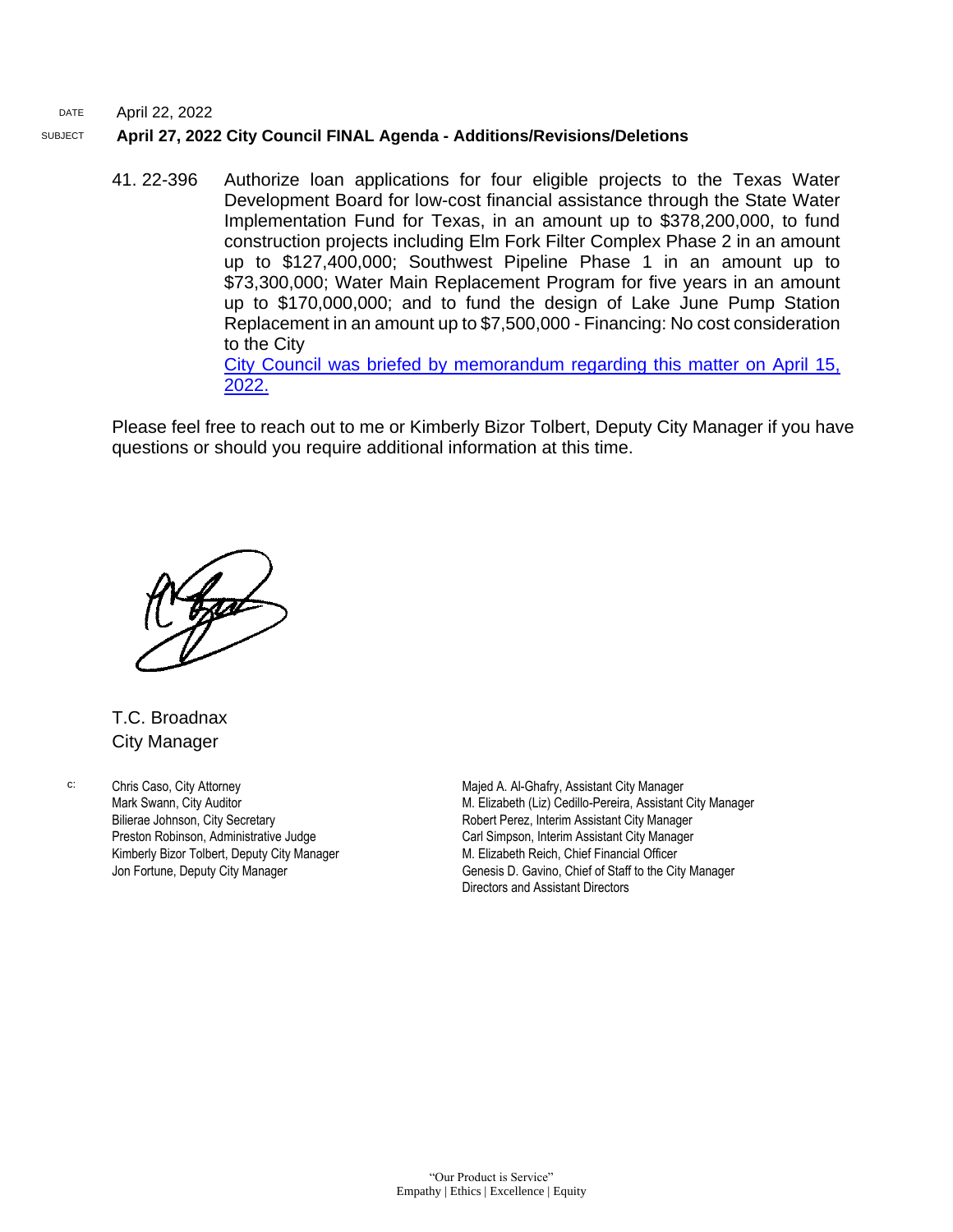DATE April 22, 2022

SUBJECT **April 27, 2022 City Council FINAL Agenda - Additions/Revisions/Deletions**

41. 22-396 Authorize loan applications for four eligible projects to the Texas Water Development Board for low-cost financial assistance through the State Water Implementation Fund for Texas, in an amount up to $378,200,000, to fund construction projects including Elm Fork Filter Complex Phase 2 in an amount up to $127,400,000; Southwest Pipeline Phase 1 in an amount up to $73,300,000; Water Main Replacement Program for five years in an amount up to $170,000,000; and to fund the design of Lake June Pump Station Replacement in an amount up to $7,500,000 - Financing: No cost consideration to the City
City Council was briefed by memorandum regarding this matter on April 15, 2022.

Please feel free to reach out to me or Kimberly Bizor Tolbert, Deputy City Manager if you have questions or should you require additional information at this time.

T.C. Broadnax
City Manager

c:
Chris Caso, City Attorney
Mark Swann, City Auditor
Bilierae Johnson, City Secretary
Preston Robinson, Administrative Judge
Kimberly Bizor Tolbert, Deputy City Manager
Jon Fortune, Deputy City Manager
Majed A. Al-Ghafry, Assistant City Manager
M. Elizabeth (Liz) Cedillo-Pereira, Assistant City Manager
Robert Perez, Interim Assistant City Manager
Carl Simpson, Interim Assistant City Manager
M. Elizabeth Reich, Chief Financial Officer
Genesis D. Gavino, Chief of Staff to the City Manager
Directors and Assistant Directors

"Our Product is Service"
Empathy | Ethics | Excellence | Equity